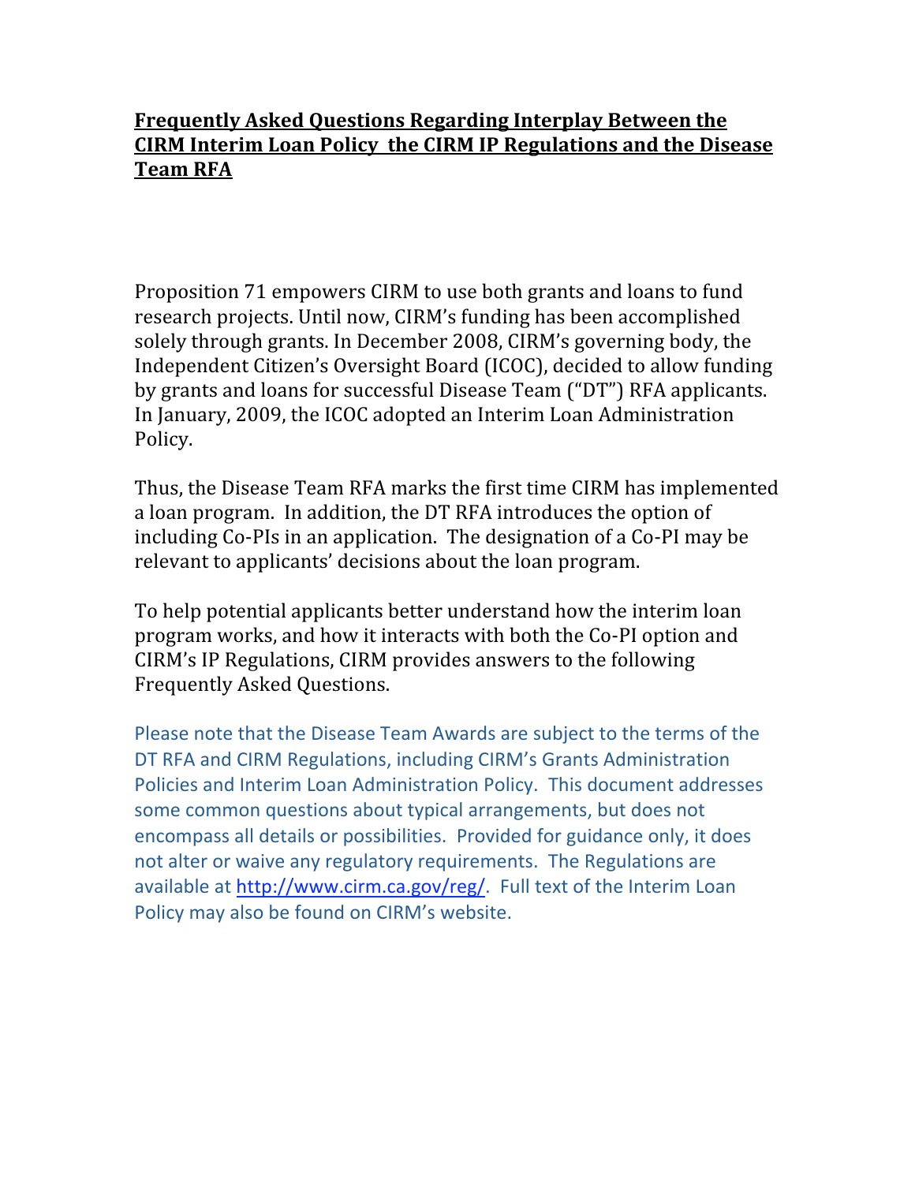# **Frequently Asked Questions Regarding Interplay Between the CIRM Interim Loan Policy the CIRM IP Regulations and the Disease Team RFA**

Proposition 71 empowers CIRM to use both grants and loans to fund research projects. Until now, CIRM's funding has been accomplished solely through grants. In December 2008, CIRM's governing body, the Independent Citizen's Oversight Board (ICOC), decided to allow funding by grants and loans for successful Disease Team ("DT") RFA applicants. In January, 2009, the ICOC adopted an Interim Loan Administration Policy.

Thus, the Disease Team RFA marks the first time CIRM has implemented a loan program. In addition, the DT RFA introduces the option of including Co-PIs in an application. The designation of a Co-PI may be relevant to applicants' decisions about the loan program.

To help potential applicants better understand how the interim loan program works, and how it interacts with both the Co-PI option and CIRM's IP Regulations, CIRM provides answers to the following Frequently Asked Questions.

Please note that the Disease Team Awards are subject to the terms of the DT RFA and CIRM Regulations, including CIRM's Grants Administration Policies and Interim Loan Administration Policy. This document addresses some common questions about typical arrangements, but does not encompass all details or possibilities. Provided for guidance only, it does not alter or waive any regulatory requirements. The Regulations are available at [http://www.cirm.ca.gov/reg/](http://www.cirm.ca.gov/reg/). Full text of the Interim Loan Policy may also be found on CIRM's website.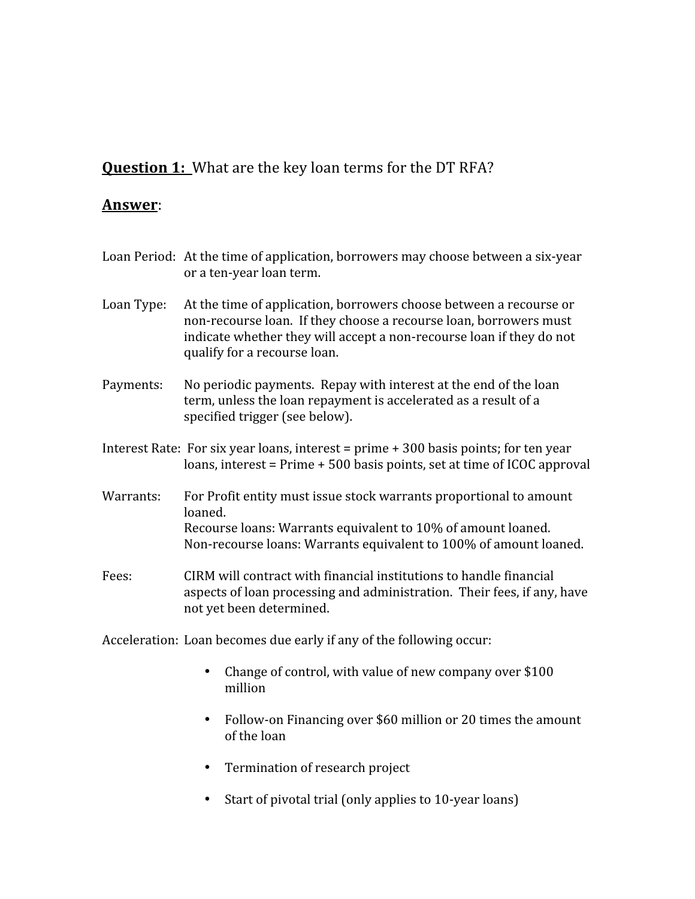**<u>Question 1:</u>** What are the key loan terms for the DT RFA?

**<u>Answer</u>**:

Loan Period: At the time of application, borrowers may choose between a six-year or a ten-year loan term.

Loan Type: At the time of application, borrowers choose between a recourse or non-recourse loan. If they choose a recourse loan, borrowers must indicate whether they will accept a non-recourse loan if they do not qualify for a recourse loan.

Payments: No periodic payments. Repay with interest at the end of the loan term, unless the loan repayment is accelerated as a result of a specified trigger (see below).

Interest Rate: For six year loans, interest = prime + 300 basis points; for ten year loans, interest = Prime + 500 basis points, set at time of ICOC approval

Warrants: For Profit entity must issue stock warrants proportional to amount loaned.
Recourse loans: Warrants equivalent to 10% of amount loaned.
Non-recourse loans: Warrants equivalent to 100% of amount loaned.

Fees: CIRM will contract with financial institutions to handle financial aspects of loan processing and administration. Their fees, if any, have not yet been determined.

Acceleration: Loan becomes due early if any of the following occur:

- Change of control, with value of new company over $100 million
- Follow-on Financing over $60 million or 20 times the amount of the loan
- Termination of research project
- Start of pivotal trial (only applies to 10-year loans)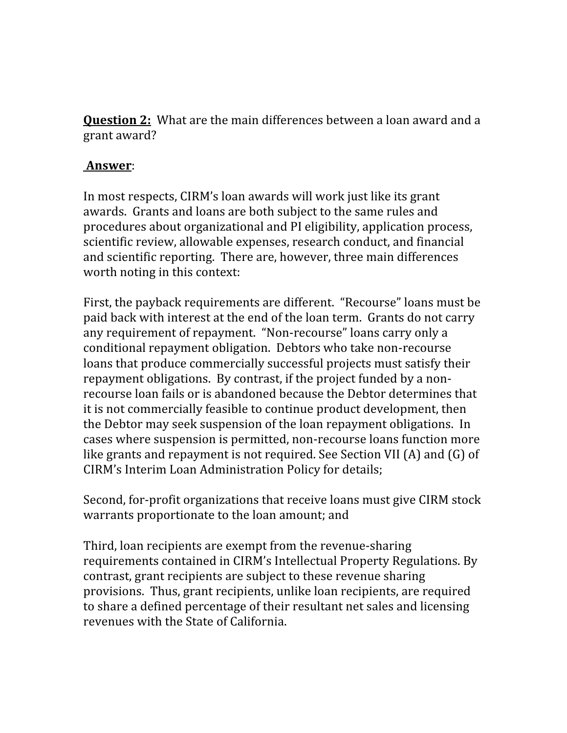**<u>Question 2:</u>** What are the main differences between a loan award and a grant award?

**<u>Answer</u>**:

In most respects, CIRM's loan awards will work just like its grant awards. Grants and loans are both subject to the same rules and procedures about organizational and PI eligibility, application process, scientific review, allowable expenses, research conduct, and financial and scientific reporting. There are, however, three main differences worth noting in this context:

First, the payback requirements are different. "Recourse" loans must be paid back with interest at the end of the loan term. Grants do not carry any requirement of repayment. "Non-recourse" loans carry only a conditional repayment obligation. Debtors who take non-recourse loans that produce commercially successful projects must satisfy their repayment obligations. By contrast, if the project funded by a non-recourse loan fails or is abandoned because the Debtor determines that it is not commercially feasible to continue product development, then the Debtor may seek suspension of the loan repayment obligations. In cases where suspension is permitted, non-recourse loans function more like grants and repayment is not required. See Section VII (A) and (G) of CIRM's Interim Loan Administration Policy for details;

Second, for-profit organizations that receive loans must give CIRM stock warrants proportionate to the loan amount; and

Third, loan recipients are exempt from the revenue-sharing requirements contained in CIRM's Intellectual Property Regulations. By contrast, grant recipients are subject to these revenue sharing provisions. Thus, grant recipients, unlike loan recipients, are required to share a defined percentage of their resultant net sales and licensing revenues with the State of California.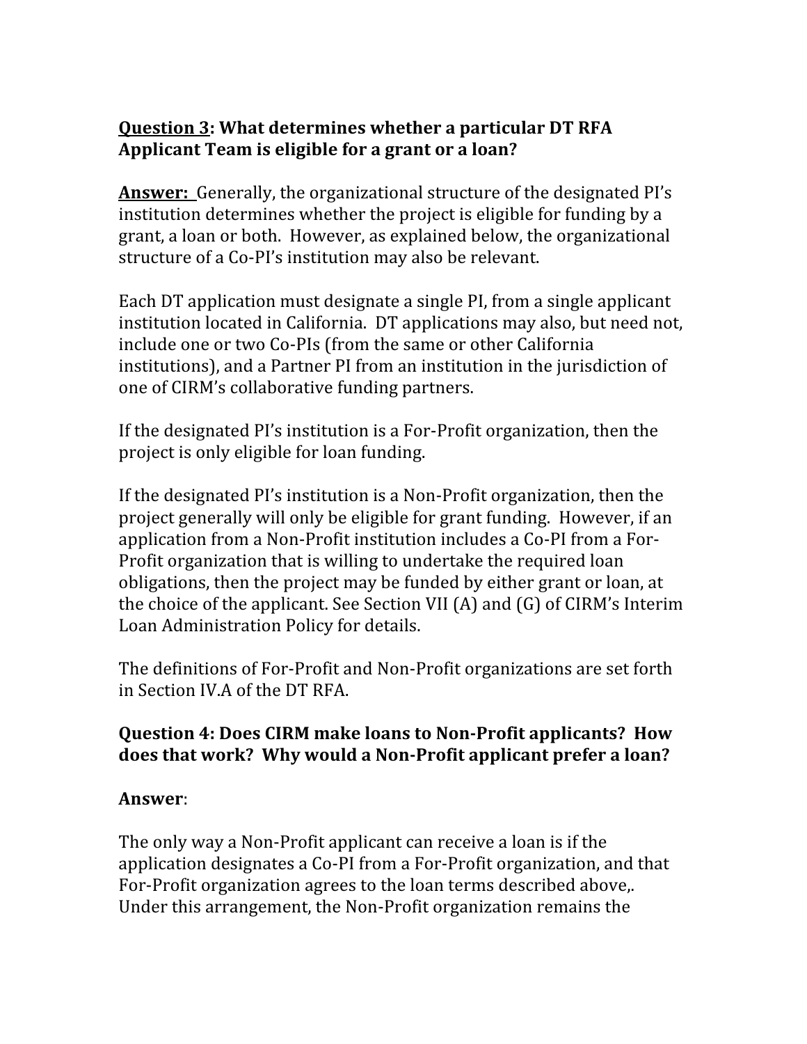**<u>Question 3</u>: What determines whether a particular DT RFA Applicant Team is eligible for a grant or a loan?**

**<u>Answer:</u>** Generally, the organizational structure of the designated PI's institution determines whether the project is eligible for funding by a grant, a loan or both. However, as explained below, the organizational structure of a Co-PI's institution may also be relevant.

Each DT application must designate a single PI, from a single applicant institution located in California. DT applications may also, but need not, include one or two Co-PIs (from the same or other California institutions), and a Partner PI from an institution in the jurisdiction of one of CIRM's collaborative funding partners.

If the designated PI's institution is a For-Profit organization, then the project is only eligible for loan funding.

If the designated PI's institution is a Non-Profit organization, then the project generally will only be eligible for grant funding. However, if an application from a Non-Profit institution includes a Co-PI from a For-Profit organization that is willing to undertake the required loan obligations, then the project may be funded by either grant or loan, at the choice of the applicant. See Section VII (A) and (G) of CIRM's Interim Loan Administration Policy for details.

The definitions of For-Profit and Non-Profit organizations are set forth in Section IV.A of the DT RFA.

**Question 4: Does CIRM make loans to Non-Profit applicants? How does that work? Why would a Non-Profit applicant prefer a loan?**

**Answer**:

The only way a Non-Profit applicant can receive a loan is if the application designates a Co-PI from a For-Profit organization, and that For-Profit organization agrees to the loan terms described above,. Under this arrangement, the Non-Profit organization remains the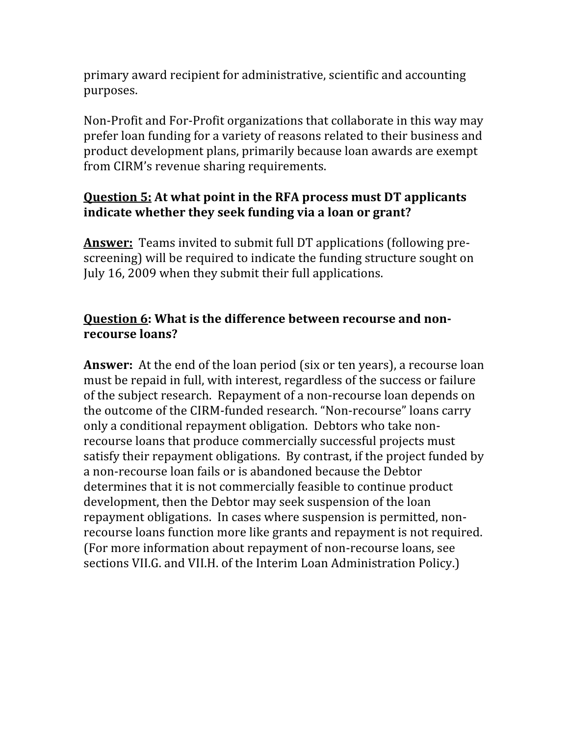primary award recipient for administrative, scientific and accounting purposes.

Non-Profit and For-Profit organizations that collaborate in this way may prefer loan funding for a variety of reasons related to their business and product development plans, primarily because loan awards are exempt from CIRM's revenue sharing requirements.

**<u>Question 5:</u> At what point in the RFA process must DT applicants indicate whether they seek funding via a loan or grant?**

**<u>Answer:</u>** Teams invited to submit full DT applications (following pre-screening) will be required to indicate the funding structure sought on July 16, 2009 when they submit their full applications.

**<u>Question 6</u>: What is the difference between recourse and non-recourse loans?**

**Answer:** At the end of the loan period (six or ten years), a recourse loan must be repaid in full, with interest, regardless of the success or failure of the subject research. Repayment of a non-recourse loan depends on the outcome of the CIRM-funded research. "Non-recourse" loans carry only a conditional repayment obligation. Debtors who take non-recourse loans that produce commercially successful projects must satisfy their repayment obligations. By contrast, if the project funded by a non-recourse loan fails or is abandoned because the Debtor determines that it is not commercially feasible to continue product development, then the Debtor may seek suspension of the loan repayment obligations. In cases where suspension is permitted, non-recourse loans function more like grants and repayment is not required. (For more information about repayment of non-recourse loans, see sections VII.G. and VII.H. of the Interim Loan Administration Policy.)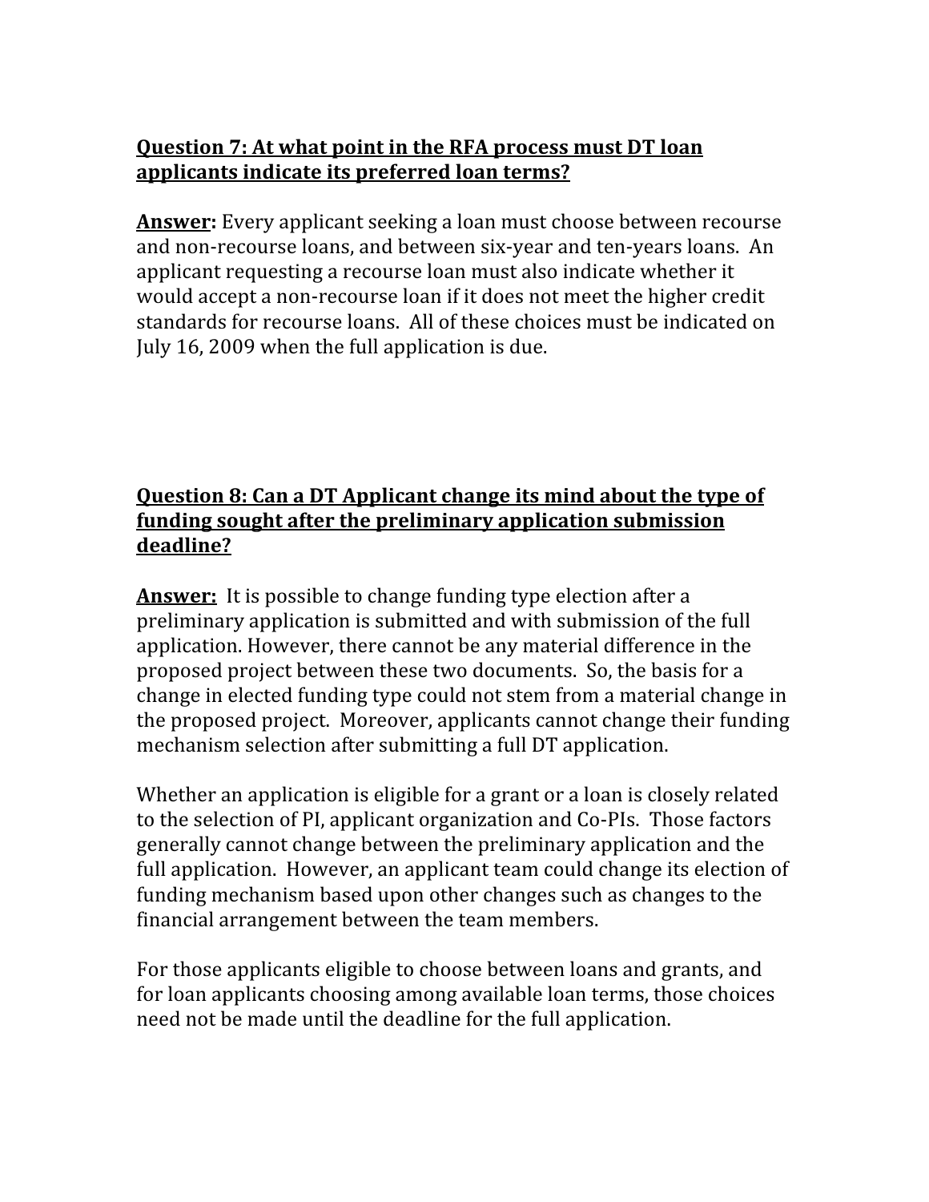**Question 7: At what point in the RFA process must DT loan applicants indicate its preferred loan terms?**

**Answer:** Every applicant seeking a loan must choose between recourse and non-recourse loans, and between six-year and ten-years loans. An applicant requesting a recourse loan must also indicate whether it would accept a non-recourse loan if it does not meet the higher credit standards for recourse loans. All of these choices must be indicated on July 16, 2009 when the full application is due.

**Question 8: Can a DT Applicant change its mind about the type of funding sought after the preliminary application submission deadline?**

**Answer:** It is possible to change funding type election after a preliminary application is submitted and with submission of the full application. However, there cannot be any material difference in the proposed project between these two documents. So, the basis for a change in elected funding type could not stem from a material change in the proposed project. Moreover, applicants cannot change their funding mechanism selection after submitting a full DT application.

Whether an application is eligible for a grant or a loan is closely related to the selection of PI, applicant organization and Co-PIs. Those factors generally cannot change between the preliminary application and the full application. However, an applicant team could change its election of funding mechanism based upon other changes such as changes to the financial arrangement between the team members.

For those applicants eligible to choose between loans and grants, and for loan applicants choosing among available loan terms, those choices need not be made until the deadline for the full application.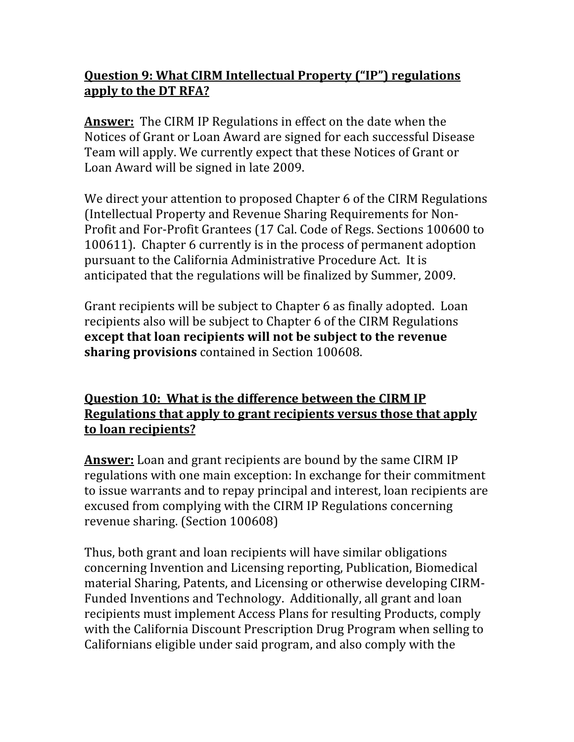**Question 9: What CIRM Intellectual Property ("IP") regulations apply to the DT RFA?**

**Answer:** The CIRM IP Regulations in effect on the date when the Notices of Grant or Loan Award are signed for each successful Disease Team will apply. We currently expect that these Notices of Grant or Loan Award will be signed in late 2009.

We direct your attention to proposed Chapter 6 of the CIRM Regulations (Intellectual Property and Revenue Sharing Requirements for Non-Profit and For-Profit Grantees (17 Cal. Code of Regs. Sections 100600 to 100611). Chapter 6 currently is in the process of permanent adoption pursuant to the California Administrative Procedure Act. It is anticipated that the regulations will be finalized by Summer, 2009.

Grant recipients will be subject to Chapter 6 as finally adopted. Loan recipients also will be subject to Chapter 6 of the CIRM Regulations **except that loan recipients will not be subject to the revenue sharing provisions** contained in Section 100608.

**Question 10: What is the difference between the CIRM IP Regulations that apply to grant recipients versus those that apply to loan recipients?**

**Answer:** Loan and grant recipients are bound by the same CIRM IP regulations with one main exception: In exchange for their commitment to issue warrants and to repay principal and interest, loan recipients are excused from complying with the CIRM IP Regulations concerning revenue sharing. (Section 100608)

Thus, both grant and loan recipients will have similar obligations concerning Invention and Licensing reporting, Publication, Biomedical material Sharing, Patents, and Licensing or otherwise developing CIRM-Funded Inventions and Technology. Additionally, all grant and loan recipients must implement Access Plans for resulting Products, comply with the California Discount Prescription Drug Program when selling to Californians eligible under said program, and also comply with the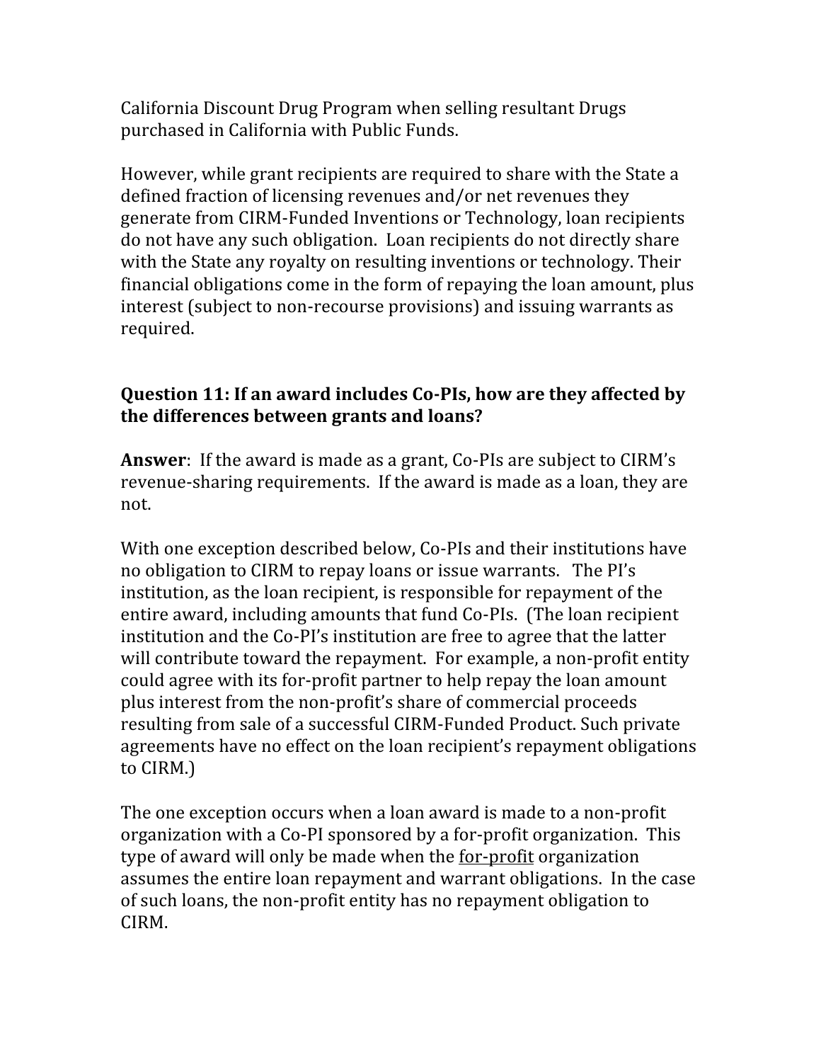California Discount Drug Program when selling resultant Drugs purchased in California with Public Funds.

However, while grant recipients are required to share with the State a defined fraction of licensing revenues and/or net revenues they generate from CIRM-Funded Inventions or Technology, loan recipients do not have any such obligation. Loan recipients do not directly share with the State any royalty on resulting inventions or technology. Their financial obligations come in the form of repaying the loan amount, plus interest (subject to non-recourse provisions) and issuing warrants as required.

**Question 11: If an award includes Co-PIs, how are they affected by the differences between grants and loans?**

**Answer**: If the award is made as a grant, Co-PIs are subject to CIRM's revenue-sharing requirements. If the award is made as a loan, they are not.

With one exception described below, Co-PIs and their institutions have no obligation to CIRM to repay loans or issue warrants. The PI's institution, as the loan recipient, is responsible for repayment of the entire award, including amounts that fund Co-PIs. (The loan recipient institution and the Co-PI's institution are free to agree that the latter will contribute toward the repayment. For example, a non-profit entity could agree with its for-profit partner to help repay the loan amount plus interest from the non-profit's share of commercial proceeds resulting from sale of a successful CIRM-Funded Product. Such private agreements have no effect on the loan recipient's repayment obligations to CIRM.)

The one exception occurs when a loan award is made to a non-profit organization with a Co-PI sponsored by a for-profit organization. This type of award will only be made when the <u>for-profit</u> organization assumes the entire loan repayment and warrant obligations. In the case of such loans, the non-profit entity has no repayment obligation to CIRM.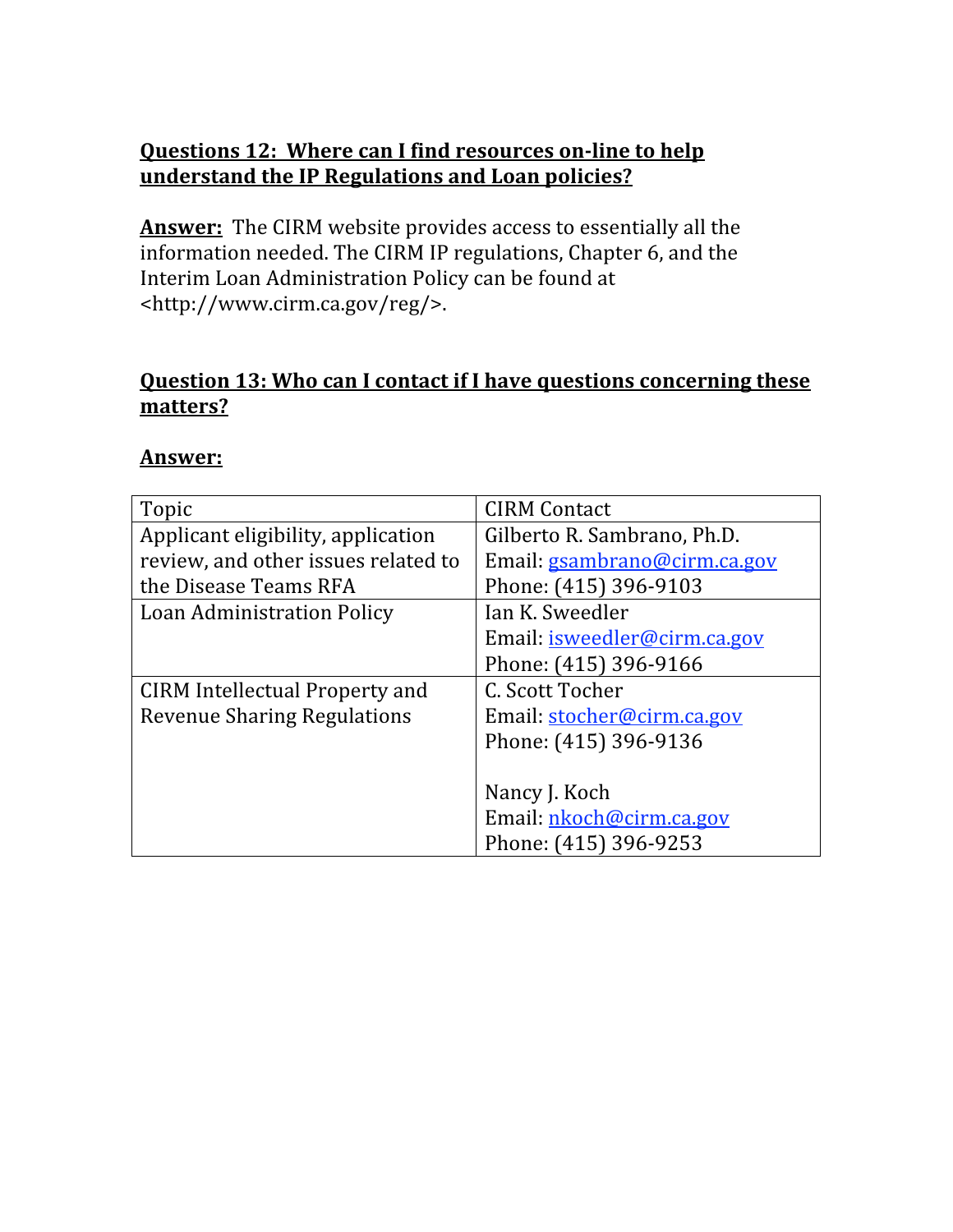**Questions 12: Where can I find resources on-line to help understand the IP Regulations and Loan policies?**

**Answer:** The CIRM website provides access to essentially all the information needed. The CIRM IP regulations, Chapter 6, and the Interim Loan Administration Policy can be found at <http://www.cirm.ca.gov/reg/>.

**Question 13: Who can I contact if I have questions concerning these matters?**

**Answer:**

| Topic | CIRM Contact |
| --- | --- |
| Applicant eligibility, application review, and other issues related to the Disease Teams RFA | Gilberto R. Sambrano, Ph.D.<br>Email: gsambrano@cirm.ca.gov<br>Phone: (415) 396-9103 |
| Loan Administration Policy | Ian K. Sweedler<br>Email: isweedler@cirm.ca.gov<br>Phone: (415) 396-9166 |
| CIRM Intellectual Property and Revenue Sharing Regulations | C. Scott Tocher<br>Email: stocher@cirm.ca.gov<br>Phone: (415) 396-9136<br><br>Nancy J. Koch<br>Email: nkoch@cirm.ca.gov<br>Phone: (415) 396-9253 |